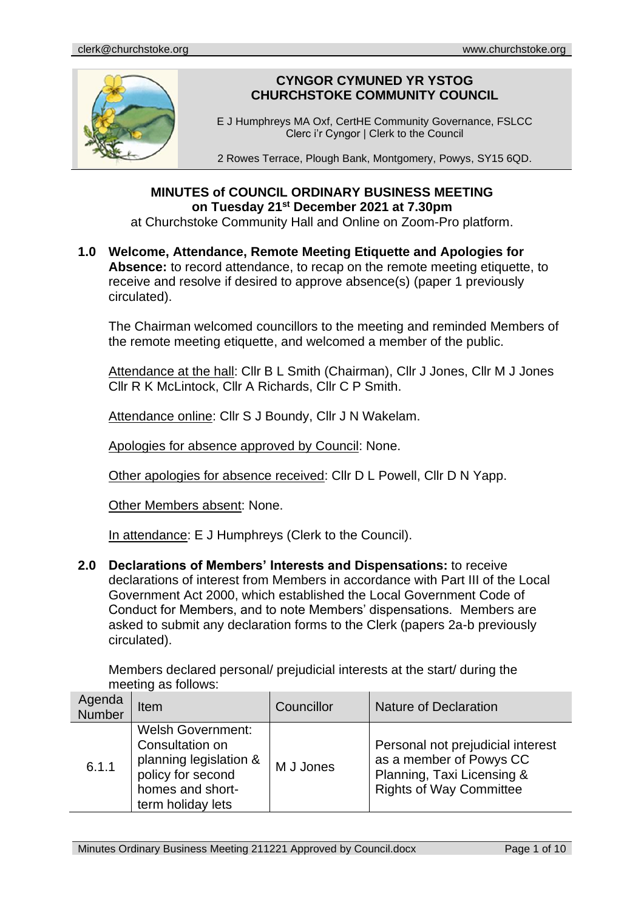**CYNGOR CYMUNED YR YSTOG**
**CHURCHSTOKE COMMUNITY COUNCIL**

E J Humphreys MA Oxf, CertHE Community Governance, FSLCC
Clerc i'r Cyngor | Clerk to the Council

2 Rowes Terrace, Plough Bank, Montgomery, Powys, SY15 6QD.

# MINUTES of COUNCIL ORDINARY BUSINESS MEETING on Tuesday 21st December 2021 at 7.30pm

at Churchstoke Community Hall and Online on Zoom-Pro platform.

**1.0 Welcome, Attendance, Remote Meeting Etiquette and Apologies for Absence:** to record attendance, to recap on the remote meeting etiquette, to receive and resolve if desired to approve absence(s) (paper 1 previously circulated).

The Chairman welcomed councillors to the meeting and reminded Members of the remote meeting etiquette, and welcomed a member of the public.

Attendance at the hall: Cllr B L Smith (Chairman), Cllr J Jones, Cllr M J Jones Cllr R K McLintock, Cllr A Richards, Cllr C P Smith.

Attendance online: Cllr S J Boundy, Cllr J N Wakelam.

Apologies for absence approved by Council: None.

Other apologies for absence received: Cllr D L Powell, Cllr D N Yapp.

Other Members absent: None.

In attendance: E J Humphreys (Clerk to the Council).

**2.0 Declarations of Members' Interests and Dispensations:** to receive declarations of interest from Members in accordance with Part III of the Local Government Act 2000, which established the Local Government Code of Conduct for Members, and to note Members' dispensations. Members are asked to submit any declaration forms to the Clerk (papers 2a-b previously circulated).

Members declared personal/ prejudicial interests at the start/ during the meeting as follows:

| Agenda Number | Item | Councillor | Nature of Declaration |
|---|---|---|---|
| 6.1.1 | Welsh Government: Consultation on planning legislation & policy for second homes and short-term holiday lets | M J Jones | Personal not prejudicial interest as a member of Powys CC Planning, Taxi Licensing & Rights of Way Committee |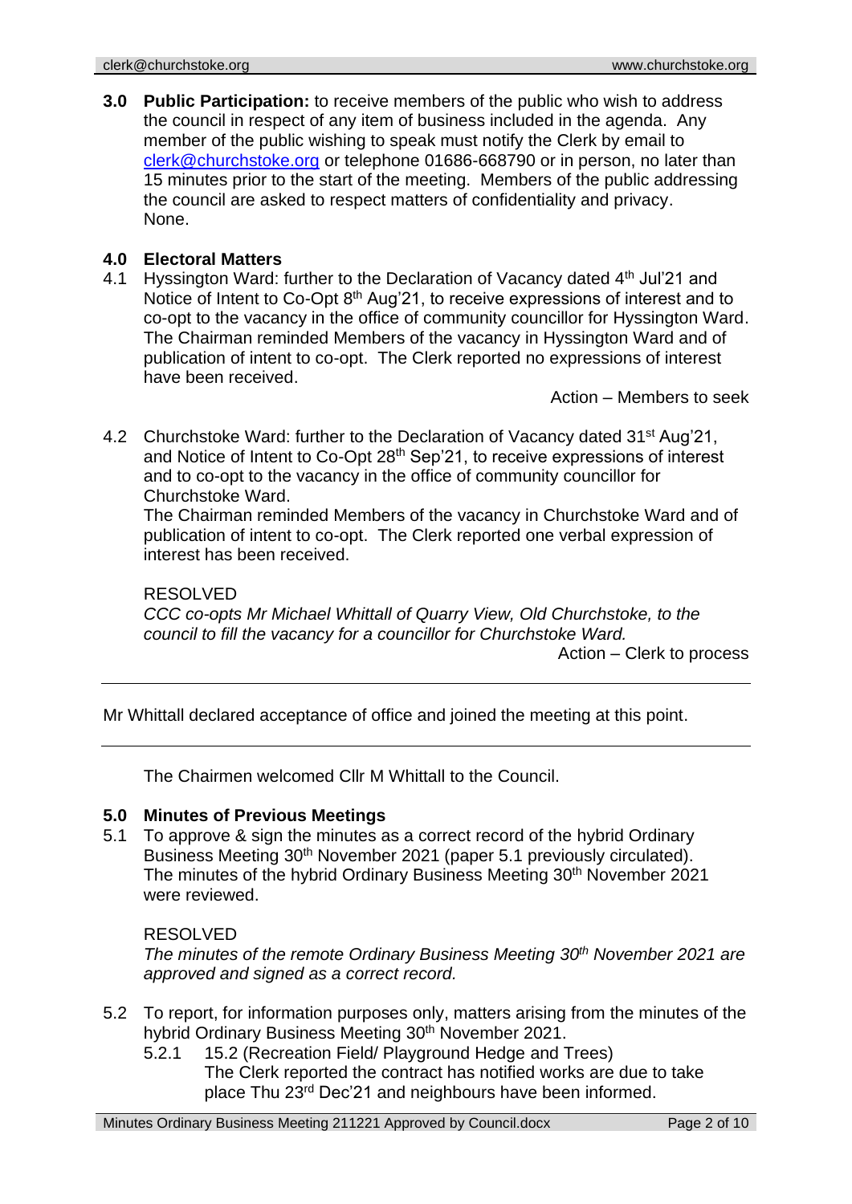**3.0 Public Participation:** to receive members of the public who wish to address the council in respect of any item of business included in the agenda. Any member of the public wishing to speak must notify the Clerk by email to clerk@churchstoke.org or telephone 01686-668790 or in person, no later than 15 minutes prior to the start of the meeting. Members of the public addressing the council are asked to respect matters of confidentiality and privacy.
None.

## 4.0 Electoral Matters

4.1 Hyssington Ward: further to the Declaration of Vacancy dated 4th Jul'21 and Notice of Intent to Co-Opt 8th Aug'21, to receive expressions of interest and to co-opt to the vacancy in the office of community councillor for Hyssington Ward.
The Chairman reminded Members of the vacancy in Hyssington Ward and of publication of intent to co-opt. The Clerk reported no expressions of interest have been received.

Action – Members to seek

4.2 Churchstoke Ward: further to the Declaration of Vacancy dated 31st Aug'21, and Notice of Intent to Co-Opt 28th Sep'21, to receive expressions of interest and to co-opt to the vacancy in the office of community councillor for Churchstoke Ward.
The Chairman reminded Members of the vacancy in Churchstoke Ward and of publication of intent to co-opt. The Clerk reported one verbal expression of interest has been received.

RESOLVED
*CCC co-opts Mr Michael Whittall of Quarry View, Old Churchstoke, to the council to fill the vacancy for a councillor for Churchstoke Ward.*

Action – Clerk to process

---

Mr Whittall declared acceptance of office and joined the meeting at this point.

---

The Chairmen welcomed Cllr M Whittall to the Council.

## 5.0 Minutes of Previous Meetings

5.1 To approve & sign the minutes as a correct record of the hybrid Ordinary Business Meeting 30th November 2021 (paper 5.1 previously circulated).
The minutes of the hybrid Ordinary Business Meeting 30th November 2021 were reviewed.

RESOLVED
*The minutes of the remote Ordinary Business Meeting 30th November 2021 are approved and signed as a correct record.*

5.2 To report, for information purposes only, matters arising from the minutes of the hybrid Ordinary Business Meeting 30th November 2021.

5.2.1 15.2 (Recreation Field/ Playground Hedge and Trees)
The Clerk reported the contract has notified works are due to take place Thu 23rd Dec'21 and neighbours have been informed.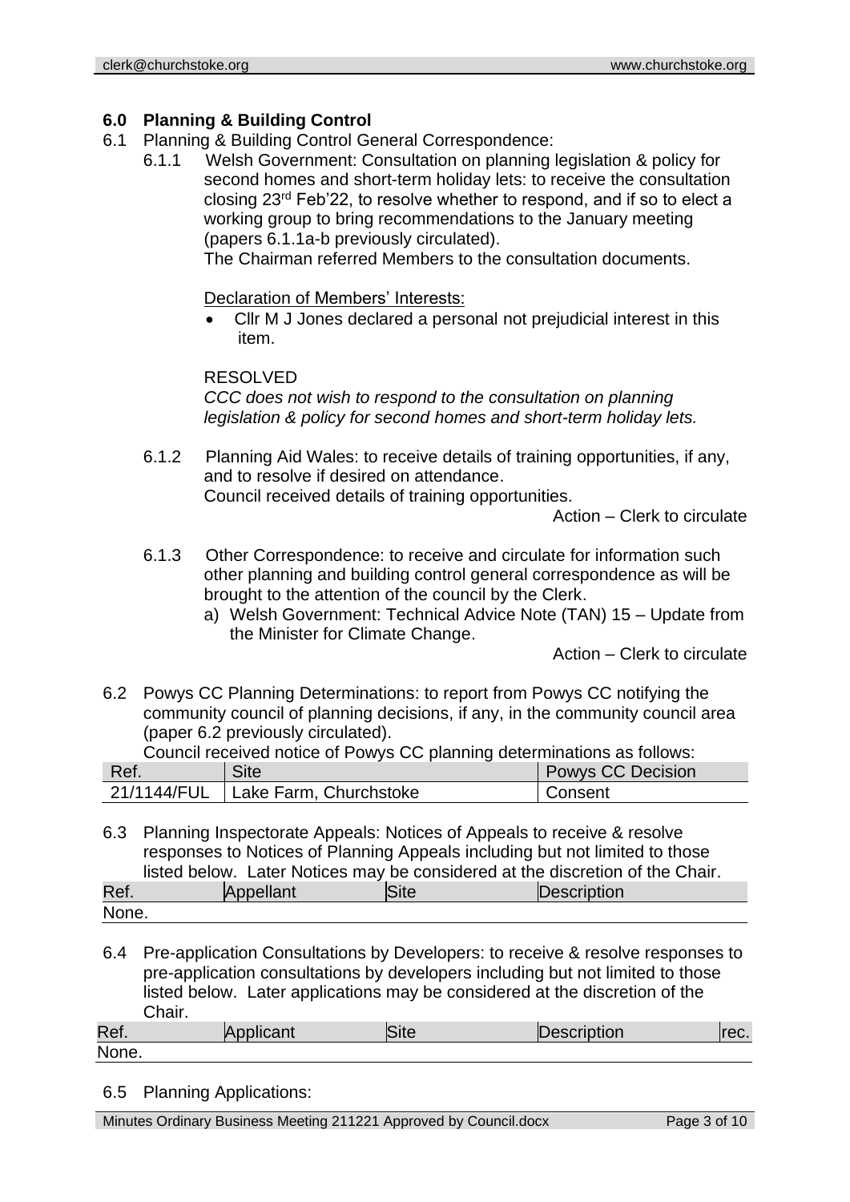## 6.0 Planning & Building Control

6.1 Planning & Building Control General Correspondence:

6.1.1 Welsh Government: Consultation on planning legislation & policy for second homes and short-term holiday lets: to receive the consultation closing 23rd Feb'22, to resolve whether to respond, and if so to elect a working group to bring recommendations to the January meeting (papers 6.1.1a-b previously circulated).
The Chairman referred Members to the consultation documents.

Declaration of Members' Interests:

- Cllr M J Jones declared a personal not prejudicial interest in this item.

RESOLVED
*CCC does not wish to respond to the consultation on planning legislation & policy for second homes and short-term holiday lets.*

6.1.2 Planning Aid Wales: to receive details of training opportunities, if any, and to resolve if desired on attendance.
Council received details of training opportunities.

Action – Clerk to circulate

6.1.3 Other Correspondence: to receive and circulate for information such other planning and building control general correspondence as will be brought to the attention of the council by the Clerk.

a) Welsh Government: Technical Advice Note (TAN) 15 – Update from the Minister for Climate Change.

Action – Clerk to circulate

6.2 Powys CC Planning Determinations: to report from Powys CC notifying the community council of planning decisions, if any, in the community council area (paper 6.2 previously circulated).
Council received notice of Powys CC planning determinations as follows:

| Ref. | Site | Powys CC Decision |
|---|---|---|
| 21/1144/FUL | Lake Farm, Churchstoke | Consent |

6.3 Planning Inspectorate Appeals: Notices of Appeals to receive & resolve responses to Notices of Planning Appeals including but not limited to those listed below. Later Notices may be considered at the discretion of the Chair.

| Ref. | Appellant | Site | Description |
|---|---|---|---|
| None. | | | |

6.4 Pre-application Consultations by Developers: to receive & resolve responses to pre-application consultations by developers including but not limited to those listed below. Later applications may be considered at the discretion of the Chair.

| Ref. | Applicant | Site | Description | rec. |
|---|---|---|---|---|
| None. | | | | |

6.5 Planning Applications: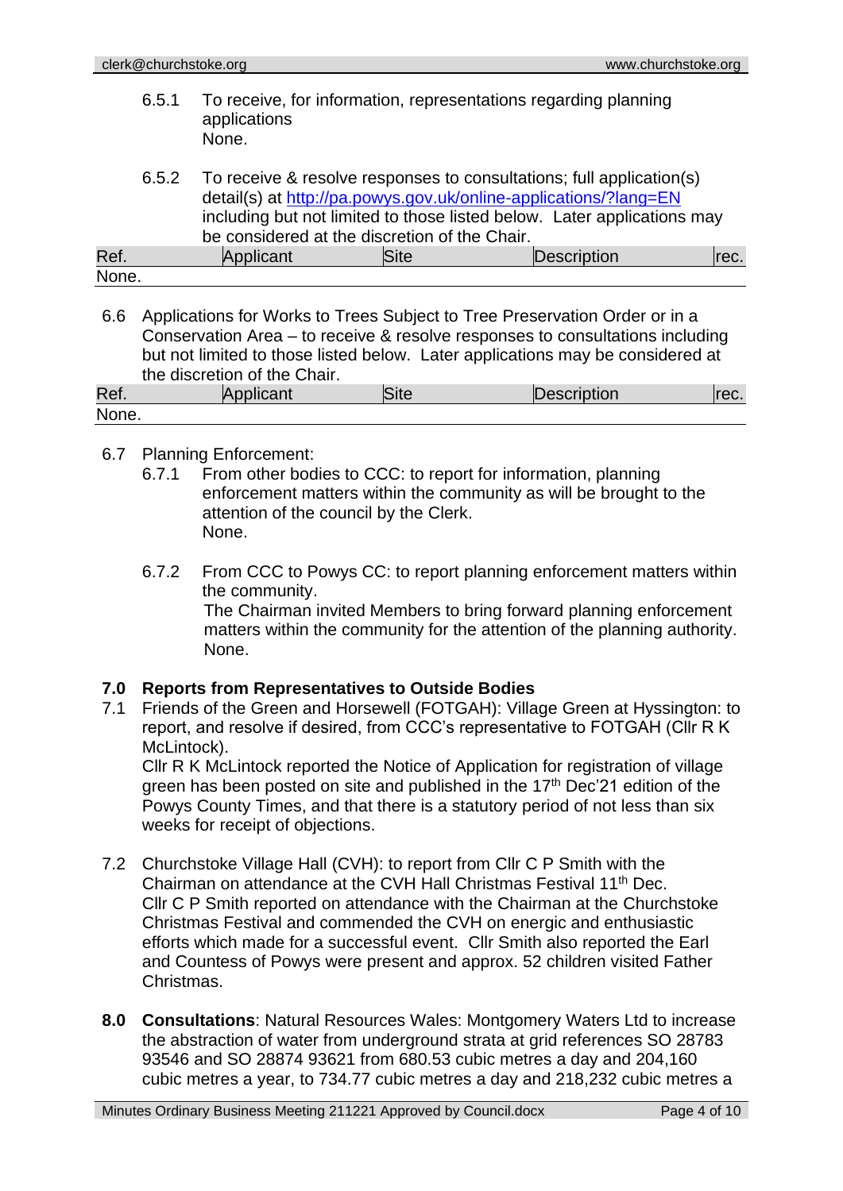6.5.1 To receive, for information, representations regarding planning applications
None.

6.5.2 To receive & resolve responses to consultations; full application(s) detail(s) at http://pa.powys.gov.uk/online-applications/?lang=EN including but not limited to those listed below. Later applications may be considered at the discretion of the Chair.

| Ref. | Applicant | Site | Description | rec. |
|---|---|---|---|---|
| None. | | | | |

6.6 Applications for Works to Trees Subject to Tree Preservation Order or in a Conservation Area – to receive & resolve responses to consultations including but not limited to those listed below. Later applications may be considered at the discretion of the Chair.

| Ref. | Applicant | Site | Description | rec. |
|---|---|---|---|---|
| None. | | | | |

6.7 Planning Enforcement:

6.7.1 From other bodies to CCC: to report for information, planning enforcement matters within the community as will be brought to the attention of the council by the Clerk.
None.

6.7.2 From CCC to Powys CC: to report planning enforcement matters within the community.
The Chairman invited Members to bring forward planning enforcement matters within the community for the attention of the planning authority.
None.

## 7.0 Reports from Representatives to Outside Bodies

7.1 Friends of the Green and Horsewell (FOTGAH): Village Green at Hyssington: to report, and resolve if desired, from CCC's representative to FOTGAH (Cllr R K McLintock).
Cllr R K McLintock reported the Notice of Application for registration of village green has been posted on site and published in the 17th Dec'21 edition of the Powys County Times, and that there is a statutory period of not less than six weeks for receipt of objections.

7.2 Churchstoke Village Hall (CVH): to report from Cllr C P Smith with the Chairman on attendance at the CVH Hall Christmas Festival 11th Dec.
Cllr C P Smith reported on attendance with the Chairman at the Churchstoke Christmas Festival and commended the CVH on energic and enthusiastic efforts which made for a successful event. Cllr Smith also reported the Earl and Countess of Powys were present and approx. 52 children visited Father Christmas.

**8.0 Consultations**: Natural Resources Wales: Montgomery Waters Ltd to increase the abstraction of water from underground strata at grid references SO 28783 93546 and SO 28874 93621 from 680.53 cubic metres a day and 204,160 cubic metres a year, to 734.77 cubic metres a day and 218,232 cubic metres a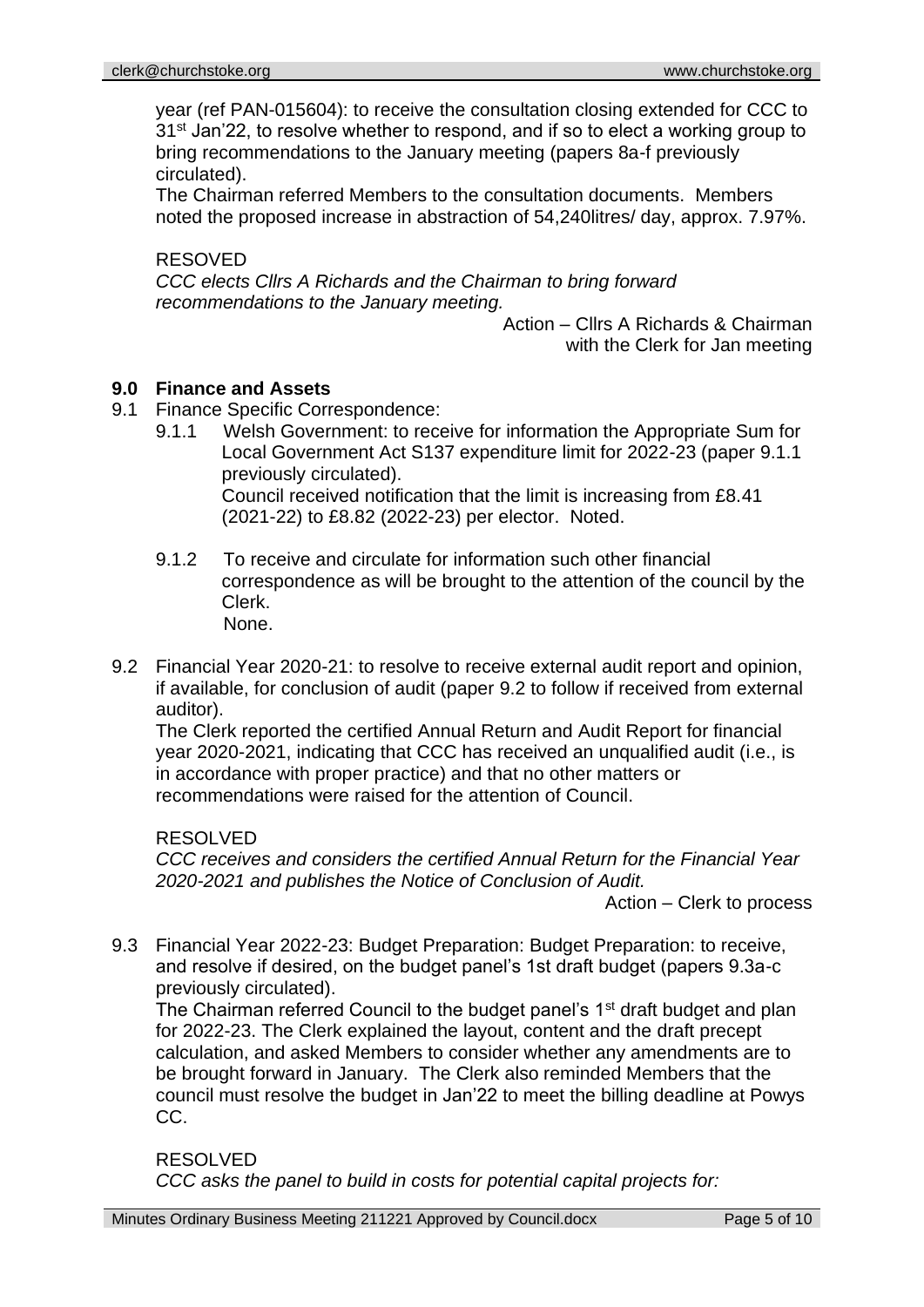year (ref PAN-015604): to receive the consultation closing extended for CCC to 31st Jan'22, to resolve whether to respond, and if so to elect a working group to bring recommendations to the January meeting (papers 8a-f previously circulated).

The Chairman referred Members to the consultation documents. Members noted the proposed increase in abstraction of 54,240litres/ day, approx. 7.97%.

RESOVED

*CCC elects Cllrs A Richards and the Chairman to bring forward recommendations to the January meeting.*

Action – Cllrs A Richards & Chairman with the Clerk for Jan meeting

## 9.0 Finance and Assets

9.1 Finance Specific Correspondence:

9.1.1 Welsh Government: to receive for information the Appropriate Sum for Local Government Act S137 expenditure limit for 2022-23 (paper 9.1.1 previously circulated).

Council received notification that the limit is increasing from £8.41 (2021-22) to £8.82 (2022-23) per elector. Noted.

9.1.2 To receive and circulate for information such other financial correspondence as will be brought to the attention of the council by the Clerk.

None.

9.2 Financial Year 2020-21: to resolve to receive external audit report and opinion, if available, for conclusion of audit (paper 9.2 to follow if received from external auditor).

The Clerk reported the certified Annual Return and Audit Report for financial year 2020-2021, indicating that CCC has received an unqualified audit (i.e., is in accordance with proper practice) and that no other matters or recommendations were raised for the attention of Council.

RESOLVED

*CCC receives and considers the certified Annual Return for the Financial Year 2020-2021 and publishes the Notice of Conclusion of Audit.*

Action – Clerk to process

9.3 Financial Year 2022-23: Budget Preparation: Budget Preparation: to receive, and resolve if desired, on the budget panel's 1st draft budget (papers 9.3a-c previously circulated).

The Chairman referred Council to the budget panel's 1st draft budget and plan for 2022-23. The Clerk explained the layout, content and the draft precept calculation, and asked Members to consider whether any amendments are to be brought forward in January. The Clerk also reminded Members that the council must resolve the budget in Jan'22 to meet the billing deadline at Powys CC.

RESOLVED

*CCC asks the panel to build in costs for potential capital projects for:*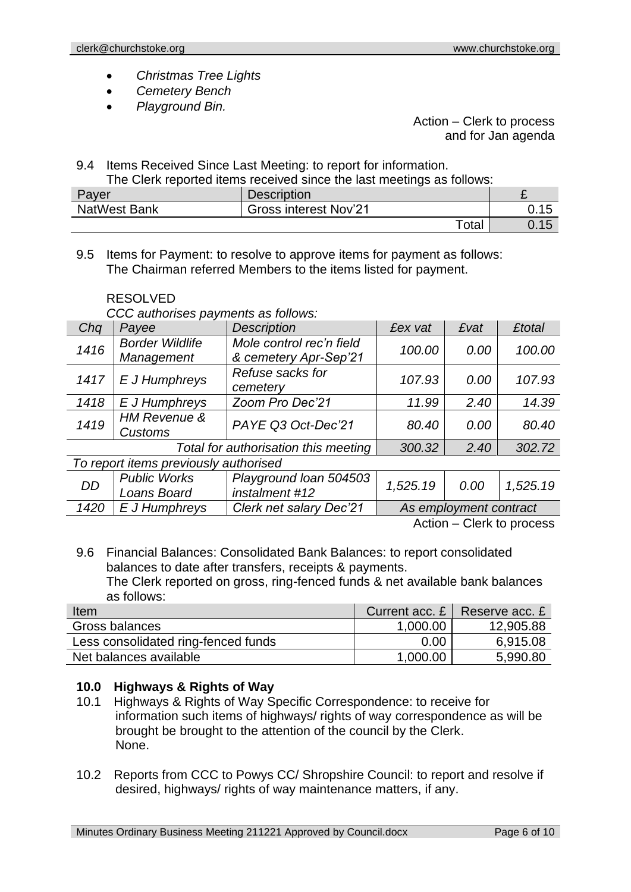- *Christmas Tree Lights*
- *Cemetery Bench*
- *Playground Bin.*

Action – Clerk to process and for Jan agenda

9.4 Items Received Since Last Meeting: to report for information.
The Clerk reported items received since the last meetings as follows:

| Payer | Description | £ |
|---|---|---|
| NatWest Bank | Gross interest Nov'21 | 0.15 |
| | Total | 0.15 |

9.5 Items for Payment: to resolve to approve items for payment as follows:
The Chairman referred Members to the items listed for payment.

RESOLVED
*CCC authorises payments as follows:*

| *Chq* | *Payee* | *Description* | *£ex vat* | *£vat* | *£total* |
|---|---|---|---|---|---|
| *1416* | *Border Wildlife Management* | *Mole control rec'n field & cemetery Apr-Sep'21* | *100.00* | *0.00* | *100.00* |
| *1417* | *E J Humphreys* | *Refuse sacks for cemetery* | *107.93* | *0.00* | *107.93* |
| *1418* | *E J Humphreys* | *Zoom Pro Dec'21* | *11.99* | *2.40* | *14.39* |
| *1419* | *HM Revenue & Customs* | *PAYE Q3 Oct-Dec'21* | *80.40* | *0.00* | *80.40* |
| | | *Total for authorisation this meeting* | *300.32* | *2.40* | *302.72* |
| *To report items previously authorised* | | | | | |
| *DD* | *Public Works Loans Board* | *Playground loan 504503 instalment #12* | *1,525.19* | *0.00* | *1,525.19* |
| *1420* | *E J Humphreys* | *Clerk net salary Dec'21* | *As employment contract* | | |

Action – Clerk to process

9.6 Financial Balances: Consolidated Bank Balances: to report consolidated balances to date after transfers, receipts & payments.
The Clerk reported on gross, ring-fenced funds & net available bank balances as follows:

| Item | Current acc. £ | Reserve acc. £ |
|---|---|---|
| Gross balances | 1,000.00 | 12,905.88 |
| Less consolidated ring-fenced funds | 0.00 | 6,915.08 |
| Net balances available | 1,000.00 | 5,990.80 |

## 10.0 Highways & Rights of Way

10.1 Highways & Rights of Way Specific Correspondence: to receive for information such items of highways/ rights of way correspondence as will be brought be brought to the attention of the council by the Clerk.
None.

10.2 Reports from CCC to Powys CC/ Shropshire Council: to report and resolve if desired, highways/ rights of way maintenance matters, if any.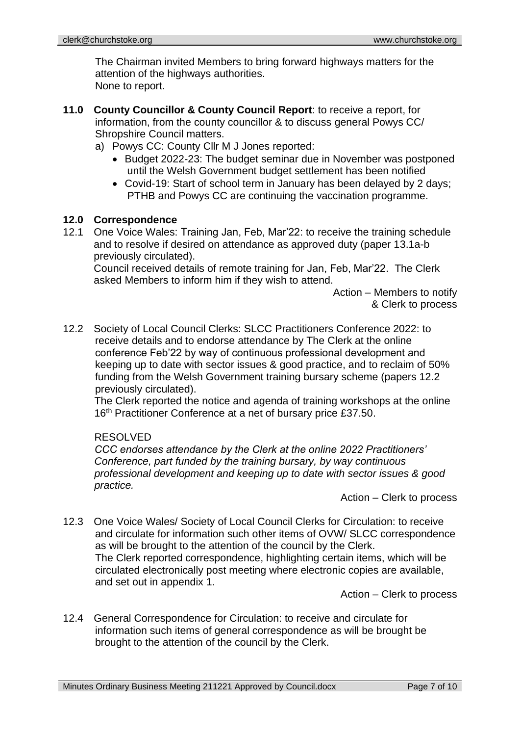The Chairman invited Members to bring forward highways matters for the attention of the highways authorities.
None to report.

**11.0 County Councillor & County Council Report**: to receive a report, for information, from the county councillor & to discuss general Powys CC/ Shropshire Council matters.

a) Powys CC: County Cllr M J Jones reported:
   - Budget 2022-23: The budget seminar due in November was postponed until the Welsh Government budget settlement has been notified
   - Covid-19: Start of school term in January has been delayed by 2 days; PTHB and Powys CC are continuing the vaccination programme.

**12.0 Correspondence**

12.1 One Voice Wales: Training Jan, Feb, Mar'22: to receive the training schedule and to resolve if desired on attendance as approved duty (paper 13.1a-b previously circulated).
Council received details of remote training for Jan, Feb, Mar'22. The Clerk asked Members to inform him if they wish to attend.

Action – Members to notify & Clerk to process

12.2 Society of Local Council Clerks: SLCC Practitioners Conference 2022: to receive details and to endorse attendance by The Clerk at the online conference Feb'22 by way of continuous professional development and keeping up to date with sector issues & good practice, and to reclaim of 50% funding from the Welsh Government training bursary scheme (papers 12.2 previously circulated).
The Clerk reported the notice and agenda of training workshops at the online 16th Practitioner Conference at a net of bursary price £37.50.

RESOLVED
*CCC endorses attendance by the Clerk at the online 2022 Practitioners' Conference, part funded by the training bursary, by way continuous professional development and keeping up to date with sector issues & good practice.*

Action – Clerk to process

12.3 One Voice Wales/ Society of Local Council Clerks for Circulation: to receive and circulate for information such other items of OVW/ SLCC correspondence as will be brought to the attention of the council by the Clerk.
The Clerk reported correspondence, highlighting certain items, which will be circulated electronically post meeting where electronic copies are available, and set out in appendix 1.

Action – Clerk to process

12.4 General Correspondence for Circulation: to receive and circulate for information such items of general correspondence as will be brought be brought to the attention of the council by the Clerk.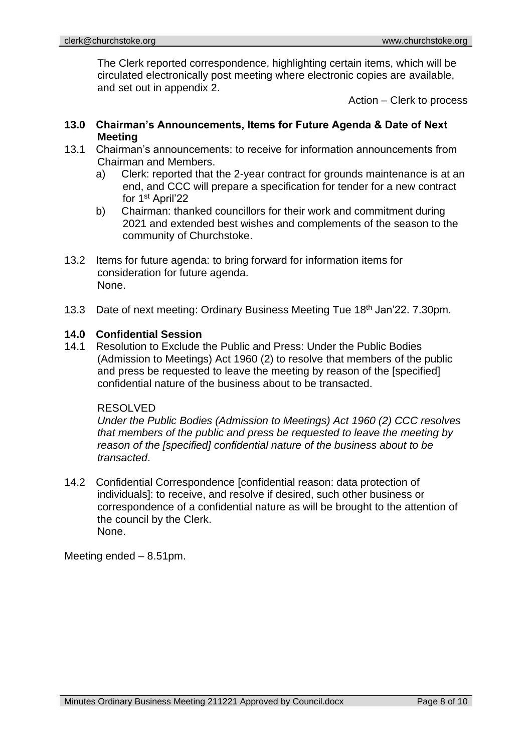The Clerk reported correspondence, highlighting certain items, which will be circulated electronically post meeting where electronic copies are available, and set out in appendix 2.

Action – Clerk to process

**13.0 Chairman's Announcements, Items for Future Agenda & Date of Next Meeting**

13.1 Chairman's announcements: to receive for information announcements from Chairman and Members.

a) Clerk: reported that the 2-year contract for grounds maintenance is at an end, and CCC will prepare a specification for tender for a new contract for 1st April'22

b) Chairman: thanked councillors for their work and commitment during 2021 and extended best wishes and complements of the season to the community of Churchstoke.

13.2 Items for future agenda: to bring forward for information items for consideration for future agenda.
None.

13.3 Date of next meeting: Ordinary Business Meeting Tue 18th Jan'22. 7.30pm.

**14.0 Confidential Session**

14.1 Resolution to Exclude the Public and Press: Under the Public Bodies (Admission to Meetings) Act 1960 (2) to resolve that members of the public and press be requested to leave the meeting by reason of the [specified] confidential nature of the business about to be transacted.

RESOLVED
*Under the Public Bodies (Admission to Meetings) Act 1960 (2) CCC resolves that members of the public and press be requested to leave the meeting by reason of the [specified] confidential nature of the business about to be transacted*.

14.2 Confidential Correspondence [confidential reason: data protection of individuals]: to receive, and resolve if desired, such other business or correspondence of a confidential nature as will be brought to the attention of the council by the Clerk.
None.

Meeting ended – 8.51pm.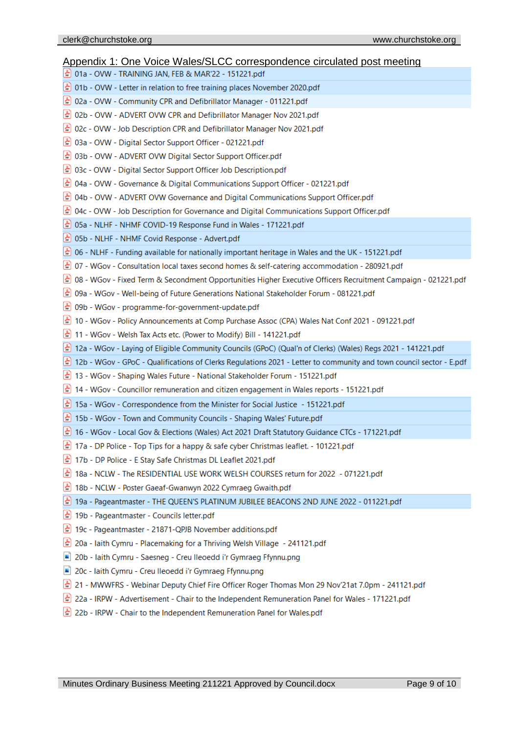## Appendix 1: One Voice Wales/SLCC correspondence circulated post meeting

- 01a - OVW - TRAINING JAN, FEB & MAR'22 - 151221.pdf
- 01b - OVW - Letter in relation to free training places November 2020.pdf
- 02a - OVW - Community CPR and Defibrillator Manager - 011221.pdf
- 02b - OVW - ADVERT OVW CPR and Defibrillator Manager Nov 2021.pdf
- 02c - OVW - Job Description CPR and Defibrillator Manager Nov 2021.pdf
- 03a - OVW - Digital Sector Support Officer - 021221.pdf
- 03b - OVW - ADVERT OVW Digital Sector Support Officer.pdf
- 03c - OVW - Digital Sector Support Officer Job Description.pdf
- 04a - OVW - Governance & Digital Communications Support Officer - 021221.pdf
- 04b - OVW - ADVERT OVW Governance and Digital Communications Support Officer.pdf
- 04c - OVW - Job Description for Governance and Digital Communications Support Officer.pdf
- 05a - NLHF - NHMF COVID-19 Response Fund in Wales - 171221.pdf
- 05b - NLHF - NHMF Covid Response - Advert.pdf
- 06 - NLHF - Funding available for nationally important heritage in Wales and the UK - 151221.pdf
- 07 - WGov - Consultation local taxes second homes & self-catering accommodation - 280921.pdf
- 08 - WGov - Fixed Term & Secondment Opportunities Higher Executive Officers Recruitment Campaign - 021221.pdf
- 09a - WGov - Well-being of Future Generations National Stakeholder Forum - 081221.pdf
- 09b - WGov - programme-for-government-update.pdf
- 10 - WGov - Policy Announcements at Comp Purchase Assoc (CPA) Wales Nat Conf 2021 - 091221.pdf
- 11 - WGov - Welsh Tax Acts etc. (Power to Modify) Bill - 141221.pdf
- 12a - WGov - Laying of Eligible Community Councils (GPoC) (Qual'n of Clerks) (Wales) Regs 2021 - 141221.pdf
- 12b - WGov - GPoC - Qualifications of Clerks Regulations 2021 - Letter to community and town council sector - E.pdf
- 13 - WGov - Shaping Wales Future - National Stakeholder Forum - 151221.pdf
- 14 - WGov - Councillor remuneration and citizen engagement in Wales reports - 151221.pdf
- 15a - WGov - Correspondence from the Minister for Social Justice - 151221.pdf
- 15b - WGov - Town and Community Councils - Shaping Wales' Future.pdf
- 16 - WGov - Local Gov & Elections (Wales) Act 2021 Draft Statutory Guidance CTCs - 171221.pdf
- 17a - DP Police - Top Tips for a happy & safe cyber Christmas leaflet. - 101221.pdf
- 17b - DP Police - E Stay Safe Christmas DL Leaflet 2021.pdf
- 18a - NCLW - The RESIDENTIAL USE WORK WELSH COURSES return for 2022 - 071221.pdf
- 18b - NCLW - Poster Gaeaf-Gwanwyn 2022 Cymraeg Gwaith.pdf
- 19a - Pageantmaster - THE QUEEN'S PLATINUM JUBILEE BEACONS 2ND JUNE 2022 - 011221.pdf
- 19b - Pageantmaster - Councils letter.pdf
- 19c - Pageantmaster - 21871-QPJB November additions.pdf
- 20a - Iaith Cymru - Placemaking for a Thriving Welsh Village - 241121.pdf
- 20b - Iaith Cymru - Saesneg - Creu lleoedd i'r Gymraeg Ffynnu.png
- 20c - Iaith Cymru - Creu lleoedd i'r Gymraeg Ffynnu.png
- 21 - MWWFRS - Webinar Deputy Chief Fire Officer Roger Thomas Mon 29 Nov'21at 7.0pm - 241121.pdf
- 22a - IRPW - Advertisement - Chair to the Independent Remuneration Panel for Wales - 171221.pdf
- 22b - IRPW - Chair to the Independent Remuneration Panel for Wales.pdf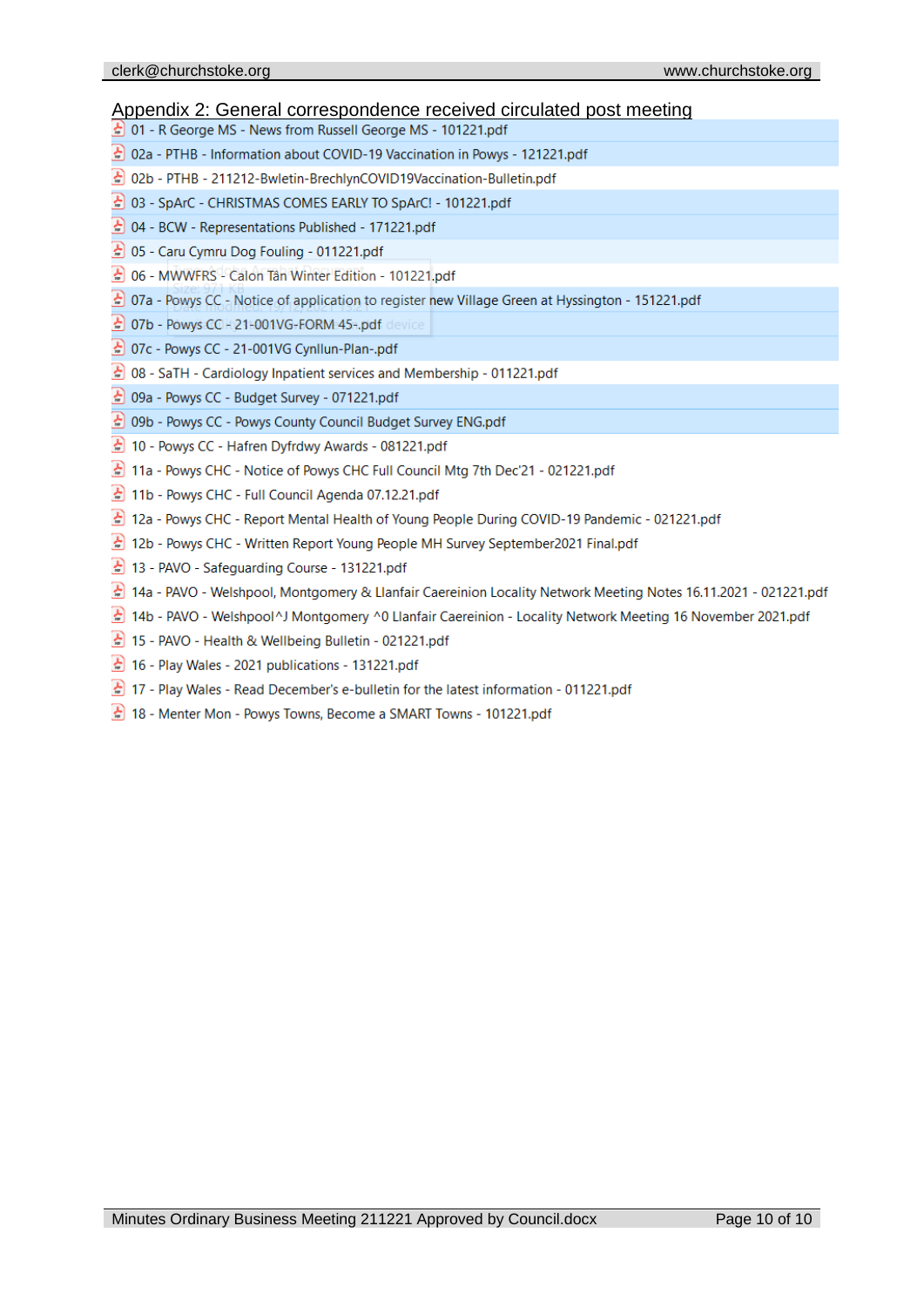## Appendix 2: General correspondence received circulated post meeting

- 01 - R George MS - News from Russell George MS - 101221.pdf
- 02a - PTHB - Information about COVID-19 Vaccination in Powys - 121221.pdf
- 02b - PTHB - 211212-Bwletin-BrechlynCOVID19Vaccination-Bulletin.pdf
- 03 - SpArC - CHRISTMAS COMES EARLY TO SpArC! - 101221.pdf
- 04 - BCW - Representations Published - 171221.pdf
- 05 - Caru Cymru Dog Fouling - 011221.pdf
- 06 - MWWFRS - Calon Tân Winter Edition - 101221.pdf
- 07a - Powys CC - Notice of application to register new Village Green at Hyssington - 151221.pdf
- 07b - Powys CC - 21-001VG-FORM 45-.pdf
- 07c - Powys CC - 21-001VG Cynllun-Plan-.pdf
- 08 - SaTH - Cardiology Inpatient services and Membership - 011221.pdf
- 09a - Powys CC - Budget Survey - 071221.pdf
- 09b - Powys CC - Powys County Council Budget Survey ENG.pdf
- 10 - Powys CC - Hafren Dyfrdwy Awards - 081221.pdf
- 11a - Powys CHC - Notice of Powys CHC Full Council Mtg 7th Dec'21 - 021221.pdf
- 11b - Powys CHC - Full Council Agenda 07.12.21.pdf
- 12a - Powys CHC - Report Mental Health of Young People During COVID-19 Pandemic - 021221.pdf
- 12b - Powys CHC - Written Report Young People MH Survey September2021 Final.pdf
- 13 - PAVO - Safeguarding Course - 131221.pdf
- 14a - PAVO - Welshpool, Montgomery & Llanfair Caereinion Locality Network Meeting Notes 16.11.2021 - 021221.pdf
- 14b - PAVO - Welshpool^J Montgomery ^0 Llanfair Caereinion - Locality Network Meeting 16 November 2021.pdf
- 15 - PAVO - Health & Wellbeing Bulletin - 021221.pdf
- 16 - Play Wales - 2021 publications - 131221.pdf
- 17 - Play Wales - Read December's e-bulletin for the latest information - 011221.pdf
- 18 - Menter Mon - Powys Towns, Become a SMART Towns - 101221.pdf